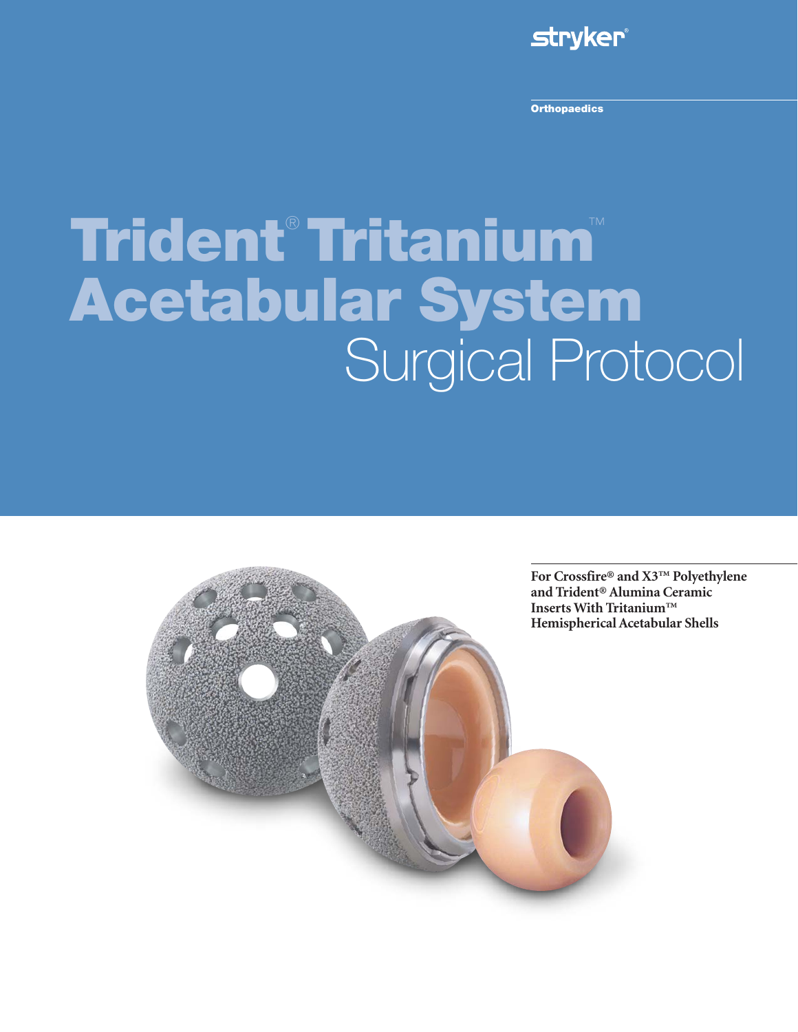stryker®

Orthopaedics

# Trident® Tritanium™ Acetabular System

## Surgical Protocol

**For Crossfire® and X3™ Polyethylene and Trident® Alumina Ceramic Inserts With Tritanium™ Hemispherical Acetabular Shells**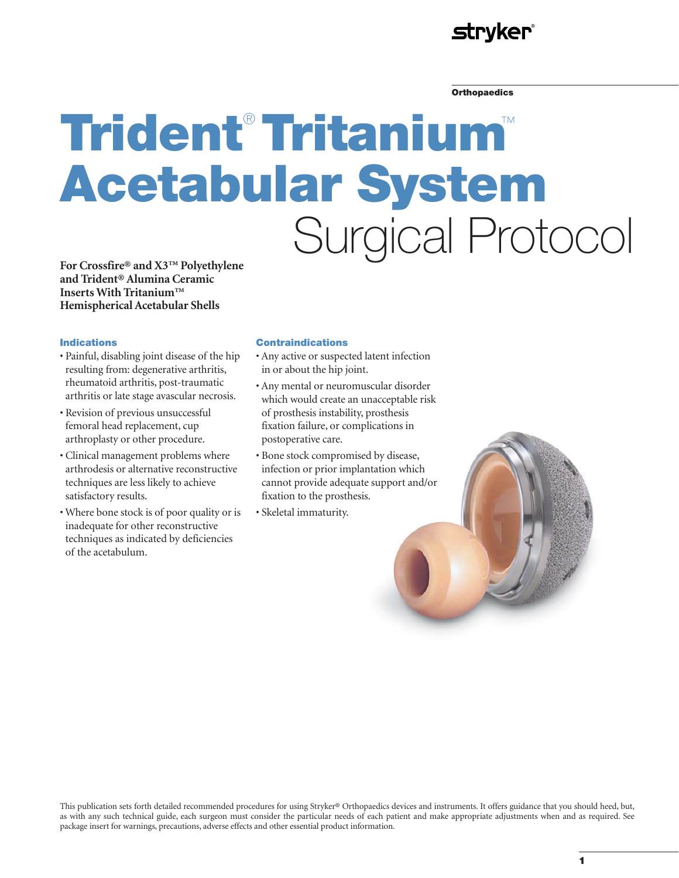stryker

Orthopaedics

# Trident® Tritanium™ Acetabular System

## Surgical Protocol

**For Crossfire® and X3™ Polyethylene and Trident® Alumina Ceramic Inserts With Tritanium™ Hemispherical Acetabular Shells**

### Indications

- Painful, disabling joint disease of the hip resulting from: degenerative arthritis, rheumatoid arthritis, post-traumatic arthritis or late stage avascular necrosis.
- Revision of previous unsuccessful femoral head replacement, cup arthroplasty or other procedure.
- Clinical management problems where arthrodesis or alternative reconstructive techniques are less likely to achieve satisfactory results.
- Where bone stock is of poor quality or is inadequate for other reconstructive techniques as indicated by deficiencies of the acetabulum.

### Contraindications

- Any active or suspected latent infection in or about the hip joint.
- Any mental or neuromuscular disorder which would create an unacceptable risk of prosthesis instability, prosthesis fixation failure, or complications in postoperative care.
- Bone stock compromised by disease, infection or prior implantation which cannot provide adequate support and/or fixation to the prosthesis.
- Skeletal immaturity.

This publication sets forth detailed recommended procedures for using Stryker® Orthopaedics devices and instruments. It offers guidance that you should heed, but, as with any such technical guide, each surgeon must consider the particular needs of each patient and make appropriate adjustments when and as required. See package insert for warnings, precautions, adverse effects and other essential product information.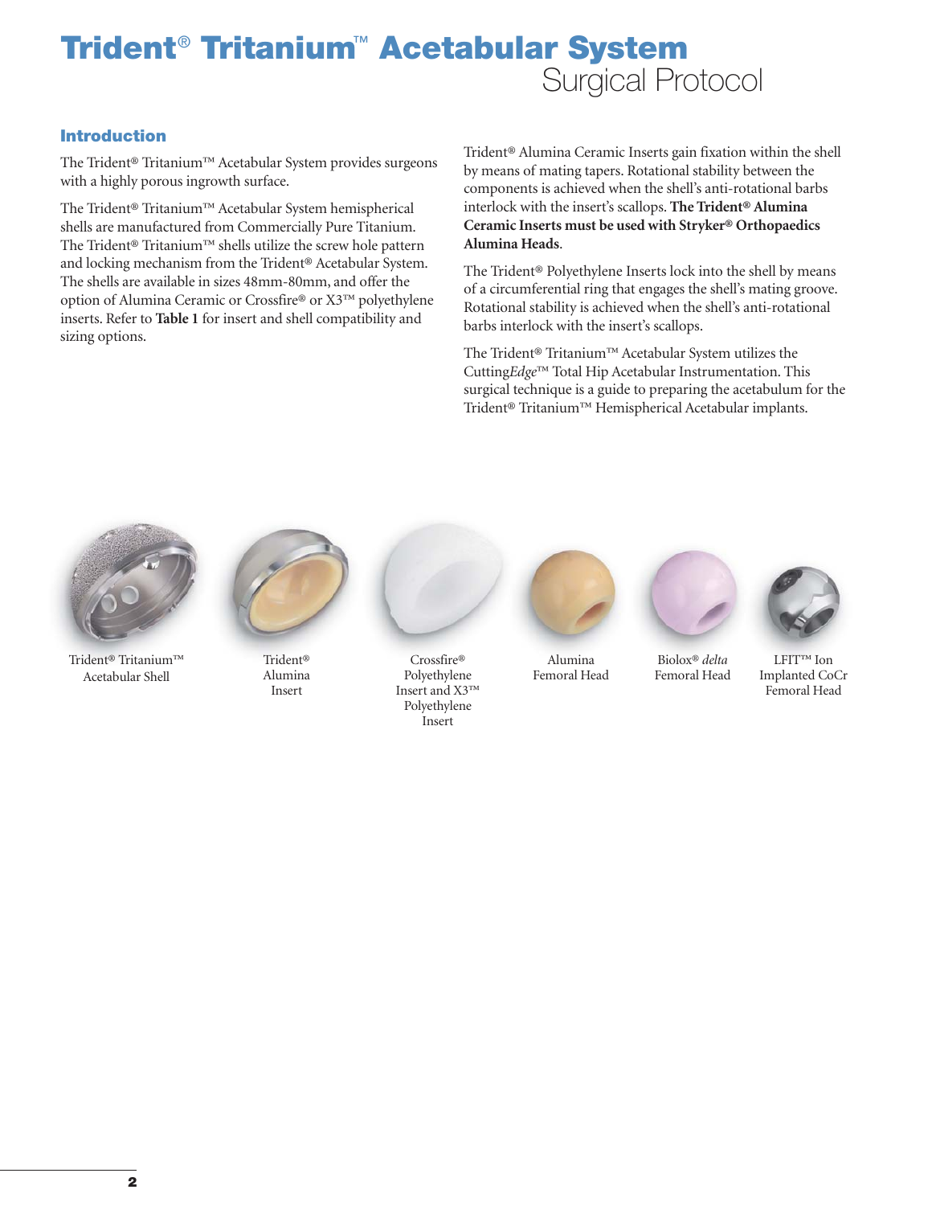# Trident® Tritanium™ Acetabular System
## Surgical Protocol

### Introduction

The Trident® Tritanium™ Acetabular System provides surgeons with a highly porous ingrowth surface.

The Trident® Tritanium™ Acetabular System hemispherical shells are manufactured from Commercially Pure Titanium. The Trident® Tritanium™ shells utilize the screw hole pattern and locking mechanism from the Trident® Acetabular System. The shells are available in sizes 48mm-80mm, and offer the option of Alumina Ceramic or Crossfire® or X3™ polyethylene inserts. Refer to **Table 1** for insert and shell compatibility and sizing options.

Trident® Alumina Ceramic Inserts gain fixation within the shell by means of mating tapers. Rotational stability between the components is achieved when the shell's anti-rotational barbs interlock with the insert's scallops. **The Trident® Alumina Ceramic Inserts must be used with Stryker® Orthopaedics Alumina Heads**.

The Trident® Polyethylene Inserts lock into the shell by means of a circumferential ring that engages the shell's mating groove. Rotational stability is achieved when the shell's anti-rotational barbs interlock with the insert's scallops.

The Trident® Tritanium™ Acetabular System utilizes the Cutting*Edge*™ Total Hip Acetabular Instrumentation. This surgical technique is a guide to preparing the acetabulum for the Trident® Tritanium™ Hemispherical Acetabular implants.

Trident® Tritanium™ Acetabular Shell

Trident® Alumina Insert

Crossfire® Polyethylene Insert and X3™ Polyethylene Insert

Alumina Femoral Head

Biolox® *delta* Femoral Head

LFIT™ Ion Implanted CoCr Femoral Head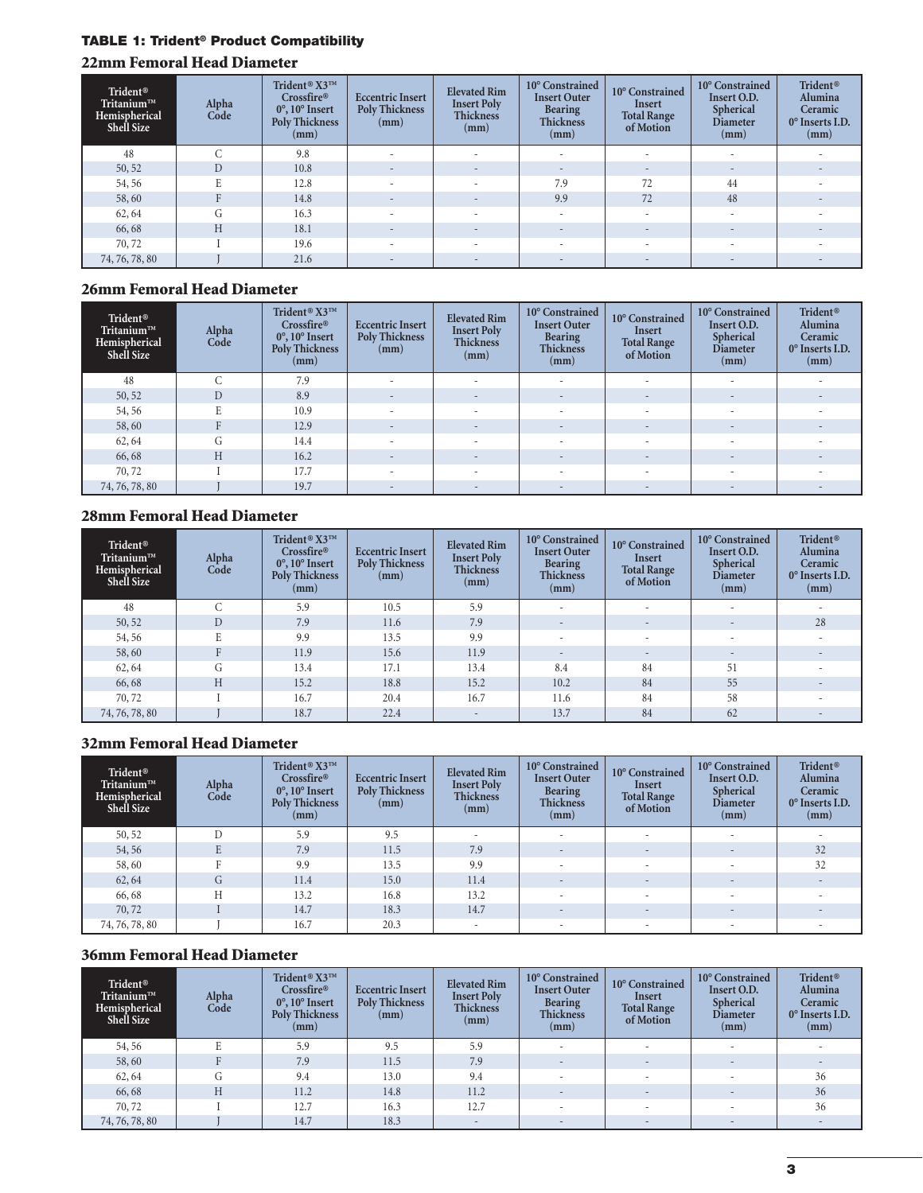**TABLE 1: Trident® Product Compatibility**

### 22mm Femoral Head Diameter

| Trident® Tritanium™ Hemispherical Shell Size | Alpha Code | Trident® X3™ Crossfire® 0°, 10° Insert Poly Thickness (mm) | Eccentric Insert Poly Thickness (mm) | Elevated Rim Insert Poly Thickness (mm) | 10° Constrained Insert Outer Bearing Thickness (mm) | 10° Constrained Insert Total Range of Motion | 10° Constrained Insert O.D. Spherical Diameter (mm) | Trident® Alumina Ceramic 0° Inserts I.D. (mm) |
|---|---|---|---|---|---|---|---|---|
| 48 | C | 9.8 | - | - | - | - | - | - |
| 50, 52 | D | 10.8 | - | - | - | - | - | - |
| 54, 56 | E | 12.8 | - | - | 7.9 | 72 | 44 | - |
| 58, 60 | F | 14.8 | - | - | 9.9 | 72 | 48 | - |
| 62, 64 | G | 16.3 | - | - | - | - | - | - |
| 66, 68 | H | 18.1 | - | - | - | - | - | - |
| 70, 72 | I | 19.6 | - | - | - | - | - | - |
| 74, 76, 78, 80 | J | 21.6 | - | - | - | - | - | - |

### 26mm Femoral Head Diameter

| Trident® Tritanium™ Hemispherical Shell Size | Alpha Code | Trident® X3™ Crossfire® 0°, 10° Insert Poly Thickness (mm) | Eccentric Insert Poly Thickness (mm) | Elevated Rim Insert Poly Thickness (mm) | 10° Constrained Insert Outer Bearing Thickness (mm) | 10° Constrained Insert Total Range of Motion | 10° Constrained Insert O.D. Spherical Diameter (mm) | Trident® Alumina Ceramic 0° Inserts I.D. (mm) |
|---|---|---|---|---|---|---|---|---|
| 48 | C | 7.9 | - | - | - | - | - | - |
| 50, 52 | D | 8.9 | - | - | - | - | - | - |
| 54, 56 | E | 10.9 | - | - | - | - | - | - |
| 58, 60 | F | 12.9 | - | - | - | - | - | - |
| 62, 64 | G | 14.4 | - | - | - | - | - | - |
| 66, 68 | H | 16.2 | - | - | - | - | - | - |
| 70, 72 | I | 17.7 | - | - | - | - | - | - |
| 74, 76, 78, 80 | J | 19.7 | - | - | - | - | - | - |

### 28mm Femoral Head Diameter

| Trident® Tritanium™ Hemispherical Shell Size | Alpha Code | Trident® X3™ Crossfire® 0°, 10° Insert Poly Thickness (mm) | Eccentric Insert Poly Thickness (mm) | Elevated Rim Insert Poly Thickness (mm) | 10° Constrained Insert Outer Bearing Thickness (mm) | 10° Constrained Insert Total Range of Motion | 10° Constrained Insert O.D. Spherical Diameter (mm) | Trident® Alumina Ceramic 0° Inserts I.D. (mm) |
|---|---|---|---|---|---|---|---|---|
| 48 | C | 5.9 | 10.5 | 5.9 | - | - | - | - |
| 50, 52 | D | 7.9 | 11.6 | 7.9 | - | - | - | 28 |
| 54, 56 | E | 9.9 | 13.5 | 9.9 | - | - | - | - |
| 58, 60 | F | 11.9 | 15.6 | 11.9 | - | - | - | - |
| 62, 64 | G | 13.4 | 17.1 | 13.4 | 8.4 | 84 | 51 | - |
| 66, 68 | H | 15.2 | 18.8 | 15.2 | 10.2 | 84 | 55 | - |
| 70, 72 | I | 16.7 | 20.4 | 16.7 | 11.6 | 84 | 58 | - |
| 74, 76, 78, 80 | J | 18.7 | 22.4 | - | 13.7 | 84 | 62 | - |

### 32mm Femoral Head Diameter

| Trident® Tritanium™ Hemispherical Shell Size | Alpha Code | Trident® X3™ Crossfire® 0°, 10° Insert Poly Thickness (mm) | Eccentric Insert Poly Thickness (mm) | Elevated Rim Insert Poly Thickness (mm) | 10° Constrained Insert Outer Bearing Thickness (mm) | 10° Constrained Insert Total Range of Motion | 10° Constrained Insert O.D. Spherical Diameter (mm) | Trident® Alumina Ceramic 0° Inserts I.D. (mm) |
|---|---|---|---|---|---|---|---|---|
| 50, 52 | D | 5.9 | 9.5 | - | - | - | - | - |
| 54, 56 | E | 7.9 | 11.5 | 7.9 | - | - | - | 32 |
| 58, 60 | F | 9.9 | 13.5 | 9.9 | - | - | - | 32 |
| 62, 64 | G | 11.4 | 15.0 | 11.4 | - | - | - | - |
| 66, 68 | H | 13.2 | 16.8 | 13.2 | - | - | - | - |
| 70, 72 | I | 14.7 | 18.3 | 14.7 | - | - | - | - |
| 74, 76, 78, 80 | J | 16.7 | 20.3 | - | - | - | - | - |

### 36mm Femoral Head Diameter

| Trident® Tritanium™ Hemispherical Shell Size | Alpha Code | Trident® X3™ Crossfire® 0°, 10° Insert Poly Thickness (mm) | Eccentric Insert Poly Thickness (mm) | Elevated Rim Insert Poly Thickness (mm) | 10° Constrained Insert Outer Bearing Thickness (mm) | 10° Constrained Insert Total Range of Motion | 10° Constrained Insert O.D. Spherical Diameter (mm) | Trident® Alumina Ceramic 0° Inserts I.D. (mm) |
|---|---|---|---|---|---|---|---|---|
| 54, 56 | E | 5.9 | 9.5 | 5.9 | - | - | - | - |
| 58, 60 | F | 7.9 | 11.5 | 7.9 | - | - | - | - |
| 62, 64 | G | 9.4 | 13.0 | 9.4 | - | - | - | 36 |
| 66, 68 | H | 11.2 | 14.8 | 11.2 | - | - | - | 36 |
| 70, 72 | I | 12.7 | 16.3 | 12.7 | - | - | - | 36 |
| 74, 76, 78, 80 | J | 14.7 | 18.3 | - | - | - | - | - |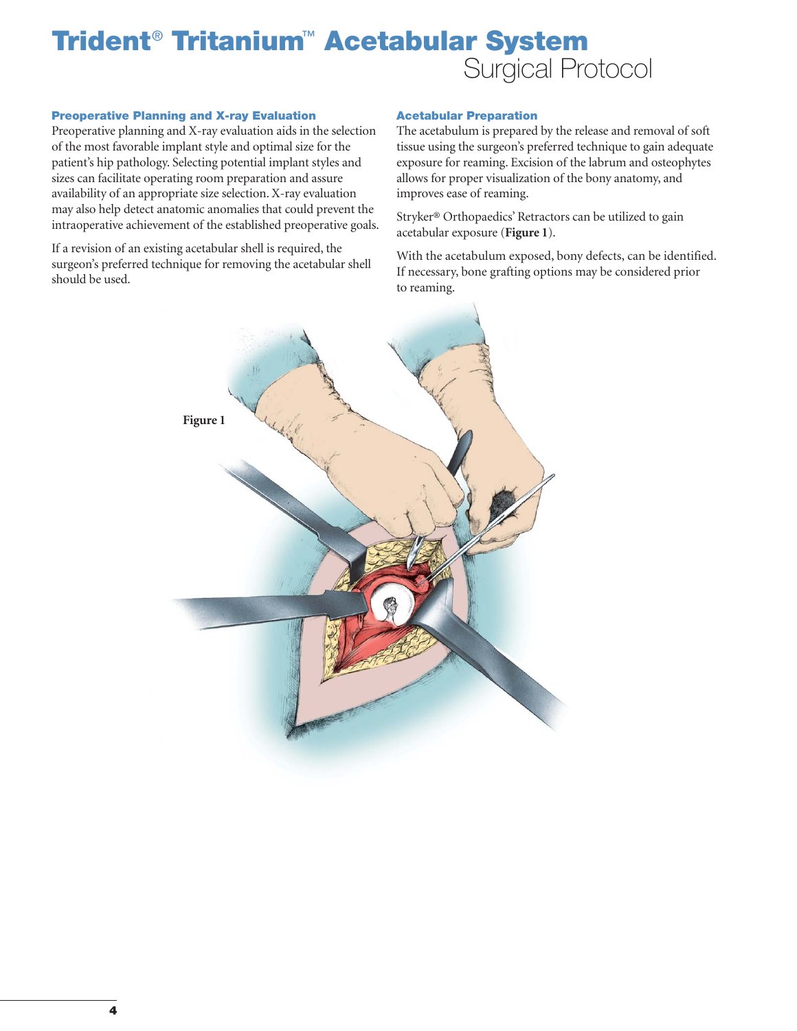# Trident® Tritanium™ Acetabular System
## Surgical Protocol

### Preoperative Planning and X-ray Evaluation

Preoperative planning and X-ray evaluation aids in the selection of the most favorable implant style and optimal size for the patient's hip pathology. Selecting potential implant styles and sizes can facilitate operating room preparation and assure availability of an appropriate size selection. X-ray evaluation may also help detect anatomic anomalies that could prevent the intraoperative achievement of the established preoperative goals.

If a revision of an existing acetabular shell is required, the surgeon's preferred technique for removing the acetabular shell should be used.

### Acetabular Preparation

The acetabulum is prepared by the release and removal of soft tissue using the surgeon's preferred technique to gain adequate exposure for reaming. Excision of the labrum and osteophytes allows for proper visualization of the bony anatomy, and improves ease of reaming.

Stryker® Orthopaedics' Retractors can be utilized to gain acetabular exposure (**Figure 1**).

With the acetabulum exposed, bony defects, can be identified. If necessary, bone grafting options may be considered prior to reaming.

Figure 1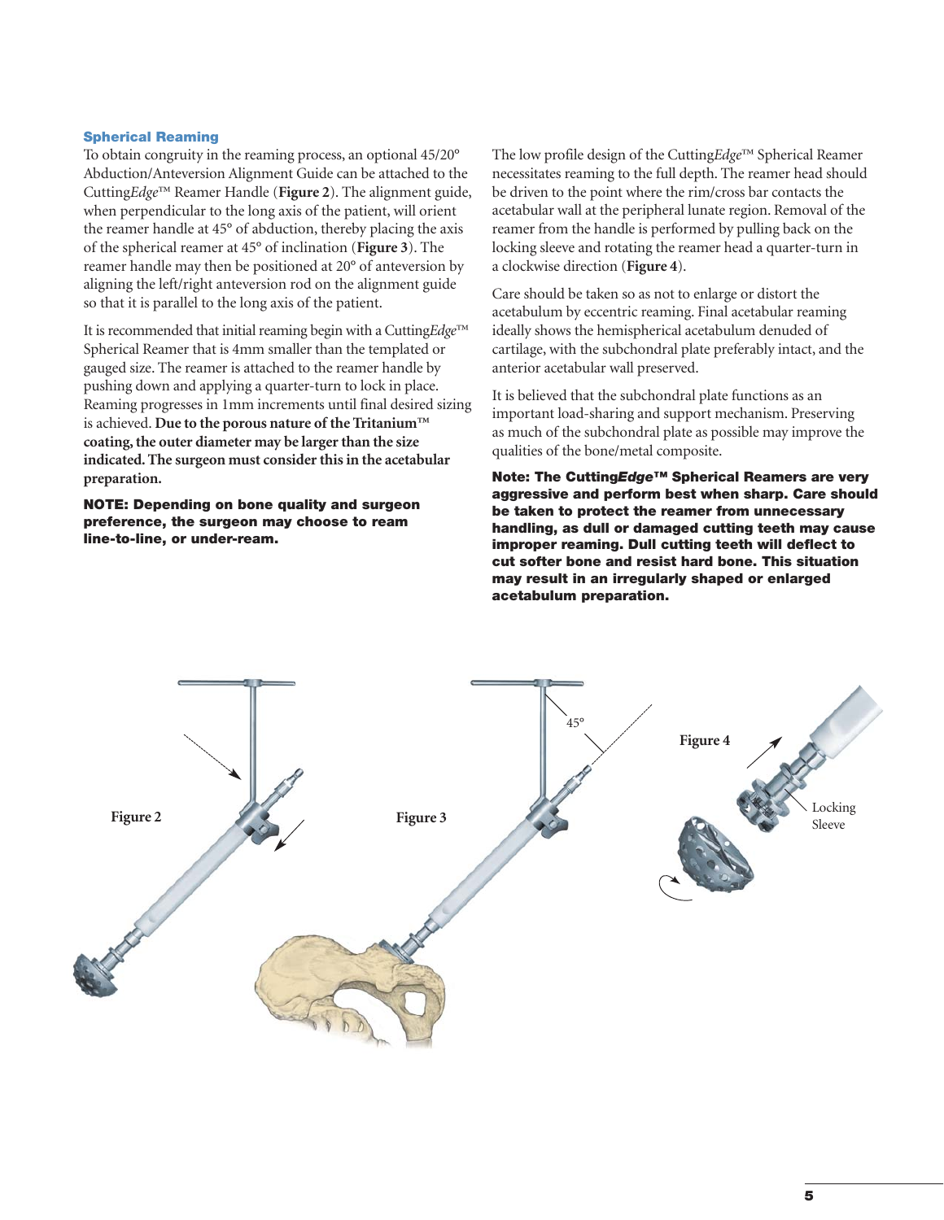### Spherical Reaming

To obtain congruity in the reaming process, an optional 45/20° Abduction/Anteversion Alignment Guide can be attached to the Cutting*Edge*™ Reamer Handle (**Figure 2**). The alignment guide, when perpendicular to the long axis of the patient, will orient the reamer handle at 45° of abduction, thereby placing the axis of the spherical reamer at 45° of inclination (**Figure 3**). The reamer handle may then be positioned at 20° of anteversion by aligning the left/right anteversion rod on the alignment guide so that it is parallel to the long axis of the patient.

It is recommended that initial reaming begin with a Cutting*Edge*™ Spherical Reamer that is 4mm smaller than the templated or gauged size. The reamer is attached to the reamer handle by pushing down and applying a quarter-turn to lock in place. Reaming progresses in 1mm increments until final desired sizing is achieved. **Due to the porous nature of the Tritanium™ coating, the outer diameter may be larger than the size indicated. The surgeon must consider this in the acetabular preparation.**

**NOTE: Depending on bone quality and surgeon preference, the surgeon may choose to ream line-to-line, or under-ream.**

The low profile design of the Cutting*Edge*™ Spherical Reamer necessitates reaming to the full depth. The reamer head should be driven to the point where the rim/cross bar contacts the acetabular wall at the peripheral lunate region. Removal of the reamer from the handle is performed by pulling back on the locking sleeve and rotating the reamer head a quarter-turn in a clockwise direction (**Figure 4**).

Care should be taken so as not to enlarge or distort the acetabulum by eccentric reaming. Final acetabular reaming ideally shows the hemispherical acetabulum denuded of cartilage, with the subchondral plate preferably intact, and the anterior acetabular wall preserved.

It is believed that the subchondral plate functions as an important load-sharing and support mechanism. Preserving as much of the subchondral plate as possible may improve the qualities of the bone/metal composite.

**Note: The Cutting*Edge*™ Spherical Reamers are very aggressive and perform best when sharp. Care should be taken to protect the reamer from unnecessary handling, as dull or damaged cutting teeth may cause improper reaming. Dull cutting teeth will deflect to cut softer bone and resist hard bone. This situation may result in an irregularly shaped or enlarged acetabulum preparation.**

Figure 2

Figure 3

45°

Figure 4

Locking Sleeve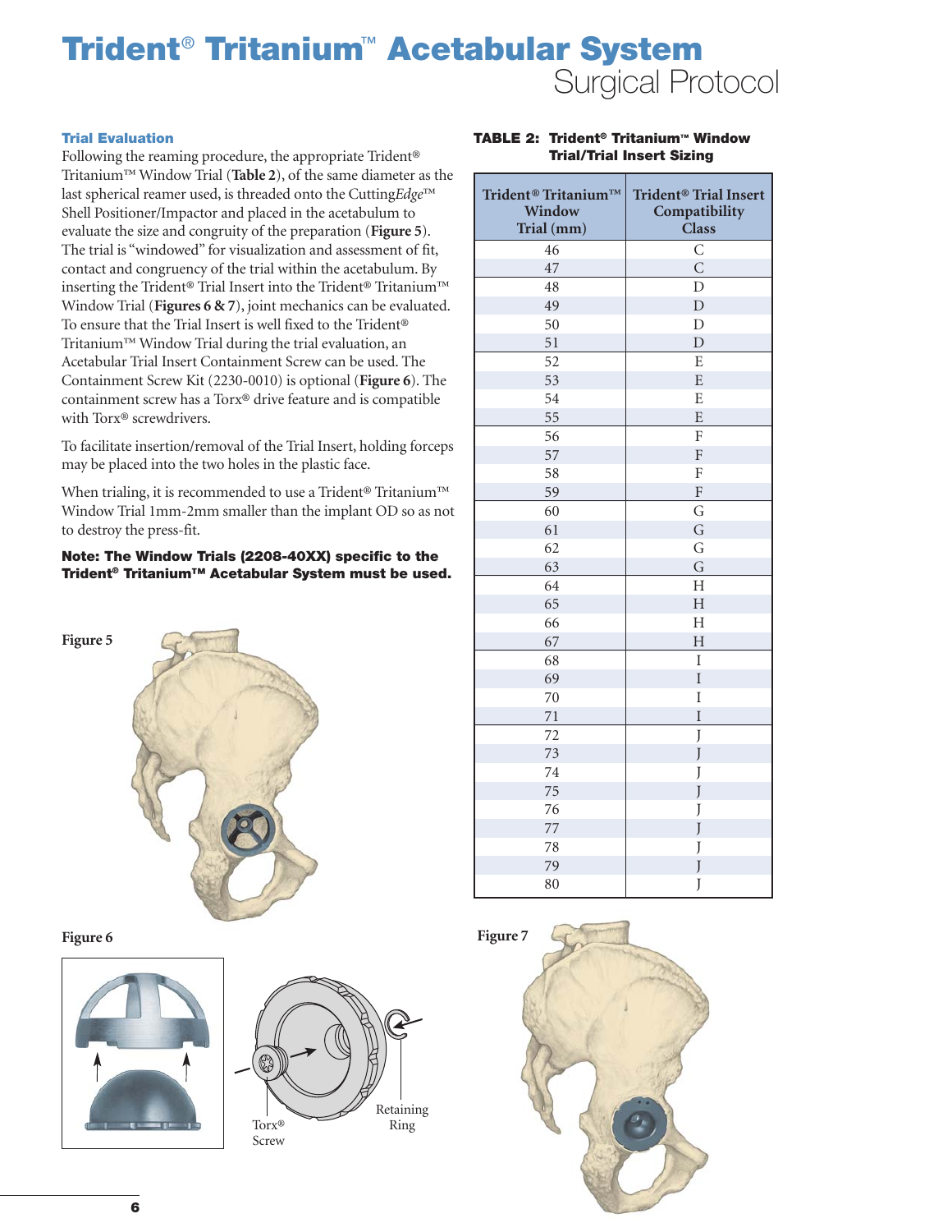# Trident® Tritanium™ Acetabular System
## Surgical Protocol

### Trial Evaluation

Following the reaming procedure, the appropriate Trident® Tritanium™ Window Trial (**Table 2**), of the same diameter as the last spherical reamer used, is threaded onto the Cutting*Edge*™ Shell Positioner/Impactor and placed in the acetabulum to evaluate the size and congruity of the preparation (**Figure 5**). The trial is "windowed" for visualization and assessment of fit, contact and congruency of the trial within the acetabulum. By inserting the Trident® Trial Insert into the Trident® Tritanium™ Window Trial (**Figures 6 & 7**), joint mechanics can be evaluated. To ensure that the Trial Insert is well fixed to the Trident® Tritanium™ Window Trial during the trial evaluation, an Acetabular Trial Insert Containment Screw can be used. The Containment Screw Kit (2230-0010) is optional (**Figure 6**). The containment screw has a Torx® drive feature and is compatible with Torx® screwdrivers.

To facilitate insertion/removal of the Trial Insert, holding forceps may be placed into the two holes in the plastic face.

When trialing, it is recommended to use a Trident® Tritanium™ Window Trial 1mm-2mm smaller than the implant OD so as not to destroy the press-fit.

**Note: The Window Trials (2208-40XX) specific to the Trident® Tritanium™ Acetabular System must be used.**

Figure 5

Figure 6

Torx® Screw

Retaining Ring

**TABLE 2: Trident® Tritanium™ Window Trial/Trial Insert Sizing**

| Trident® Tritanium™ Window Trial (mm) | Trident® Trial Insert Compatibility Class |
|---|---|
| 46 | C |
| 47 | C |
| 48 | D |
| 49 | D |
| 50 | D |
| 51 | D |
| 52 | E |
| 53 | E |
| 54 | E |
| 55 | E |
| 56 | F |
| 57 | F |
| 58 | F |
| 59 | F |
| 60 | G |
| 61 | G |
| 62 | G |
| 63 | G |
| 64 | H |
| 65 | H |
| 66 | H |
| 67 | H |
| 68 | I |
| 69 | I |
| 70 | I |
| 71 | I |
| 72 | J |
| 73 | J |
| 74 | J |
| 75 | J |
| 76 | J |
| 77 | J |
| 78 | J |
| 79 | J |
| 80 | J |

Figure 7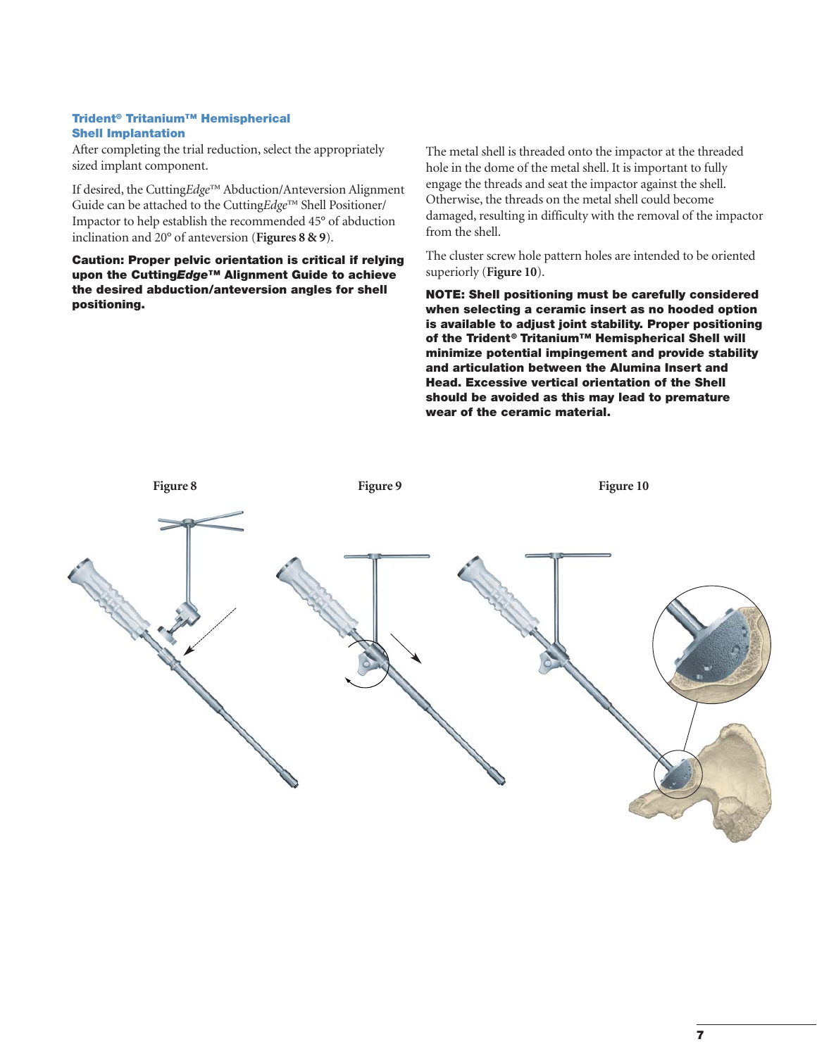### Trident® Tritanium™ Hemispherical Shell Implantation

After completing the trial reduction, select the appropriately sized implant component.

If desired, the Cutting*Edge*™ Abduction/Anteversion Alignment Guide can be attached to the Cutting*Edge*™ Shell Positioner/Impactor to help establish the recommended 45° of abduction inclination and 20° of anteversion (**Figures 8 & 9**).

**Caution: Proper pelvic orientation is critical if relying upon the Cutting*Edge*™ Alignment Guide to achieve the desired abduction/anteversion angles for shell positioning.**

The metal shell is threaded onto the impactor at the threaded hole in the dome of the metal shell. It is important to fully engage the threads and seat the impactor against the shell. Otherwise, the threads on the metal shell could become damaged, resulting in difficulty with the removal of the impactor from the shell.

The cluster screw hole pattern holes are intended to be oriented superiorly (**Figure 10**).

**NOTE: Shell positioning must be carefully considered when selecting a ceramic insert as no hooded option is available to adjust joint stability. Proper positioning of the Trident® Tritanium™ Hemispherical Shell will minimize potential impingement and provide stability and articulation between the Alumina Insert and Head. Excessive vertical orientation of the Shell should be avoided as this may lead to premature wear of the ceramic material.**

**Figure 8**

**Figure 9**

**Figure 10**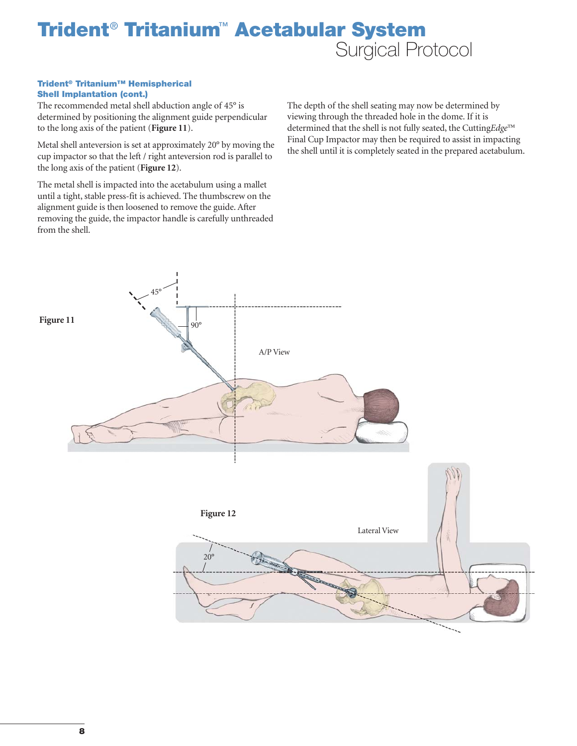# Trident® Tritanium™ Acetabular System

## Surgical Protocol

### Trident® Tritanium™ Hemispherical Shell Implantation (cont.)

The recommended metal shell abduction angle of 45° is determined by positioning the alignment guide perpendicular to the long axis of the patient (**Figure 11**).

Metal shell anteversion is set at approximately 20° by moving the cup impactor so that the left / right anteversion rod is parallel to the long axis of the patient (**Figure 12**).

The metal shell is impacted into the acetabulum using a mallet until a tight, stable press-fit is achieved. The thumbscrew on the alignment guide is then loosened to remove the guide. After removing the guide, the impactor handle is carefully unthreaded from the shell.

The depth of the shell seating may now be determined by viewing through the threaded hole in the dome. If it is determined that the shell is not fully seated, the Cutting*Edge*™ Final Cup Impactor may then be required to assist in impacting the shell until it is completely seated in the prepared acetabulum.

**Figure 11**

45°

90°

A/P View

**Figure 12**

Lateral View

20°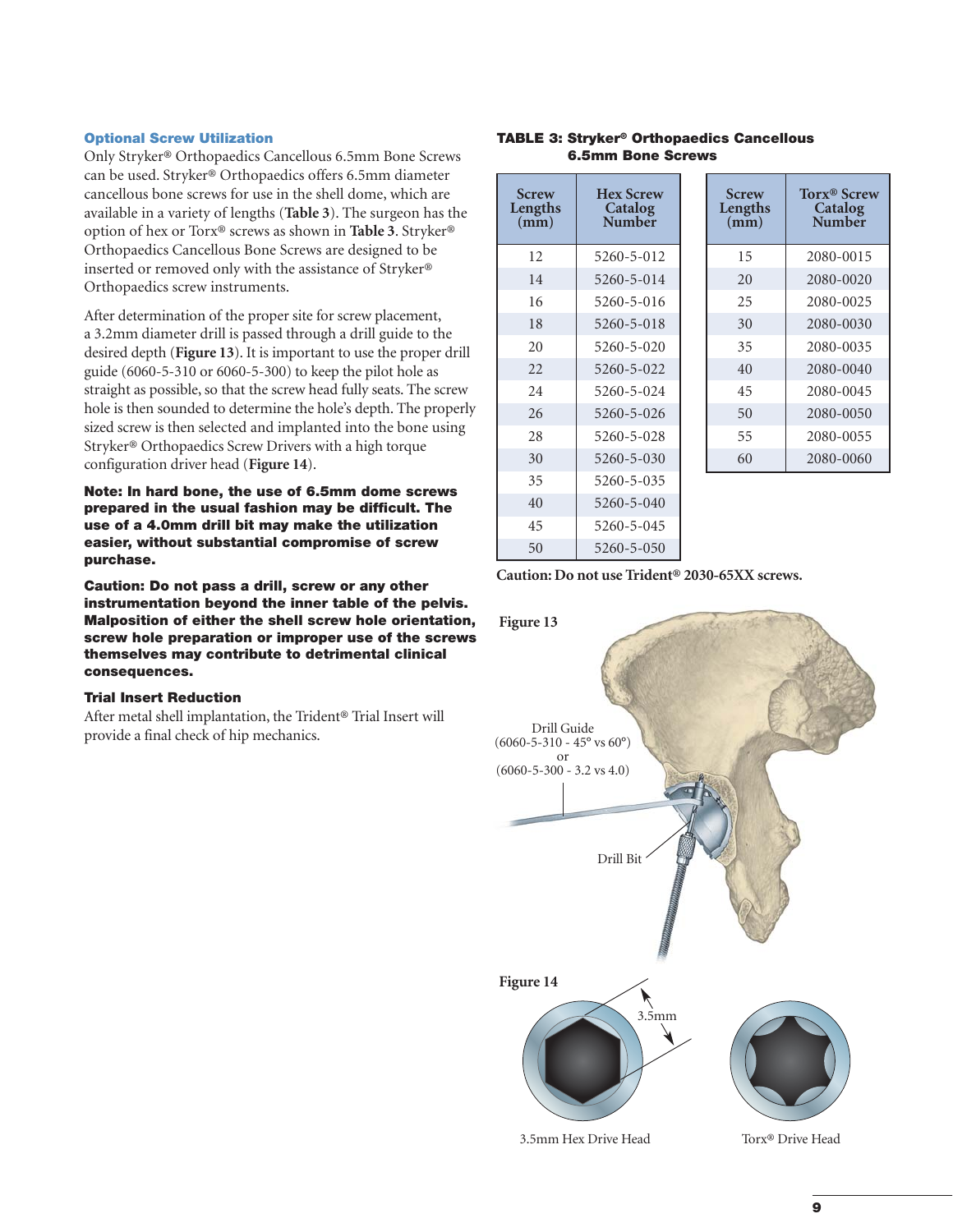### Optional Screw Utilization

Only Stryker® Orthopaedics Cancellous 6.5mm Bone Screws can be used. Stryker® Orthopaedics offers 6.5mm diameter cancellous bone screws for use in the shell dome, which are available in a variety of lengths (**Table 3**). The surgeon has the option of hex or Torx® screws as shown in **Table 3**. Stryker® Orthopaedics Cancellous Bone Screws are designed to be inserted or removed only with the assistance of Stryker® Orthopaedics screw instruments.

After determination of the proper site for screw placement, a 3.2mm diameter drill is passed through a drill guide to the desired depth (**Figure 13**). It is important to use the proper drill guide (6060-5-310 or 6060-5-300) to keep the pilot hole as straight as possible, so that the screw head fully seats. The screw hole is then sounded to determine the hole's depth. The properly sized screw is then selected and implanted into the bone using Stryker® Orthopaedics Screw Drivers with a high torque configuration driver head (**Figure 14**).

**Note: In hard bone, the use of 6.5mm dome screws prepared in the usual fashion may be difficult. The use of a 4.0mm drill bit may make the utilization easier, without substantial compromise of screw purchase.**

**Caution: Do not pass a drill, screw or any other instrumentation beyond the inner table of the pelvis. Malposition of either the shell screw hole orientation, screw hole preparation or improper use of the screws themselves may contribute to detrimental clinical consequences.**

### Trial Insert Reduction

After metal shell implantation, the Trident® Trial Insert will provide a final check of hip mechanics.

**TABLE 3: Stryker® Orthopaedics Cancellous 6.5mm Bone Screws**

| Screw Lengths (mm) | Hex Screw Catalog Number |
|---|---|
| 12 | 5260-5-012 |
| 14 | 5260-5-014 |
| 16 | 5260-5-016 |
| 18 | 5260-5-018 |
| 20 | 5260-5-020 |
| 22 | 5260-5-022 |
| 24 | 5260-5-024 |
| 26 | 5260-5-026 |
| 28 | 5260-5-028 |
| 30 | 5260-5-030 |
| 35 | 5260-5-035 |
| 40 | 5260-5-040 |
| 45 | 5260-5-045 |
| 50 | 5260-5-050 |

| Screw Lengths (mm) | Torx® Screw Catalog Number |
|---|---|
| 15 | 2080-0015 |
| 20 | 2080-0020 |
| 25 | 2080-0025 |
| 30 | 2080-0030 |
| 35 | 2080-0035 |
| 40 | 2080-0040 |
| 45 | 2080-0045 |
| 50 | 2080-0050 |
| 55 | 2080-0055 |
| 60 | 2080-0060 |

**Caution: Do not use Trident® 2030-65XX screws.**

Figure 13

Drill Guide (6060-5-310 - 45° vs 60°) or (6060-5-300 - 3.2 vs 4.0)

Drill Bit

Figure 14

3.5mm

3.5mm Hex Drive Head

Torx® Drive Head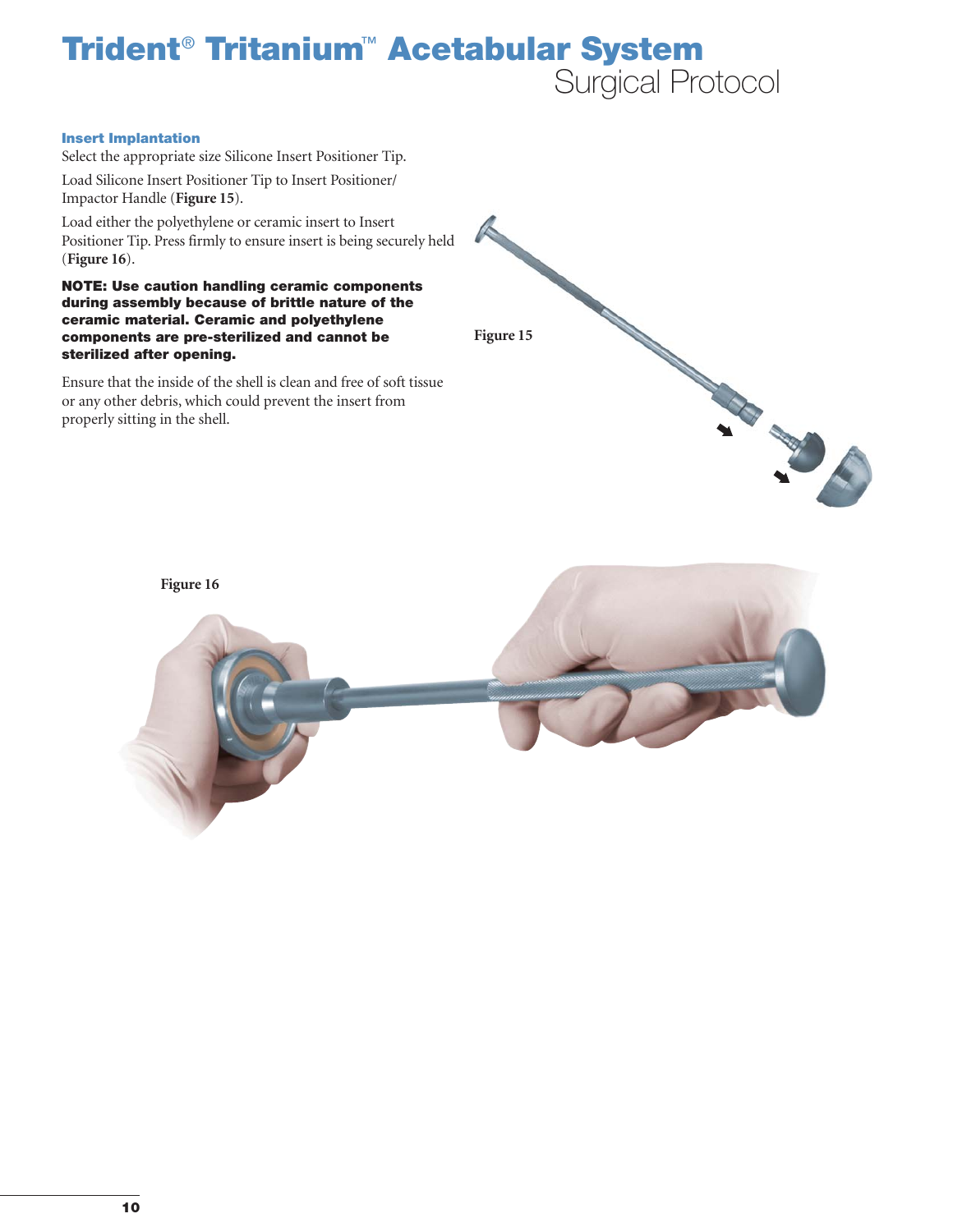## Insert Implantation

Select the appropriate size Silicone Insert Positioner Tip.

Load Silicone Insert Positioner Tip to Insert Positioner/ Impactor Handle (**Figure 15**).

Load either the polyethylene or ceramic insert to Insert Positioner Tip. Press firmly to ensure insert is being securely held (**Figure 16**).

**NOTE: Use caution handling ceramic components during assembly because of brittle nature of the ceramic material. Ceramic and polyethylene components are pre-sterilized and cannot be sterilized after opening.**

Ensure that the inside of the shell is clean and free of soft tissue or any other debris, which could prevent the insert from properly sitting in the shell.

**Figure 15**

**Figure 16**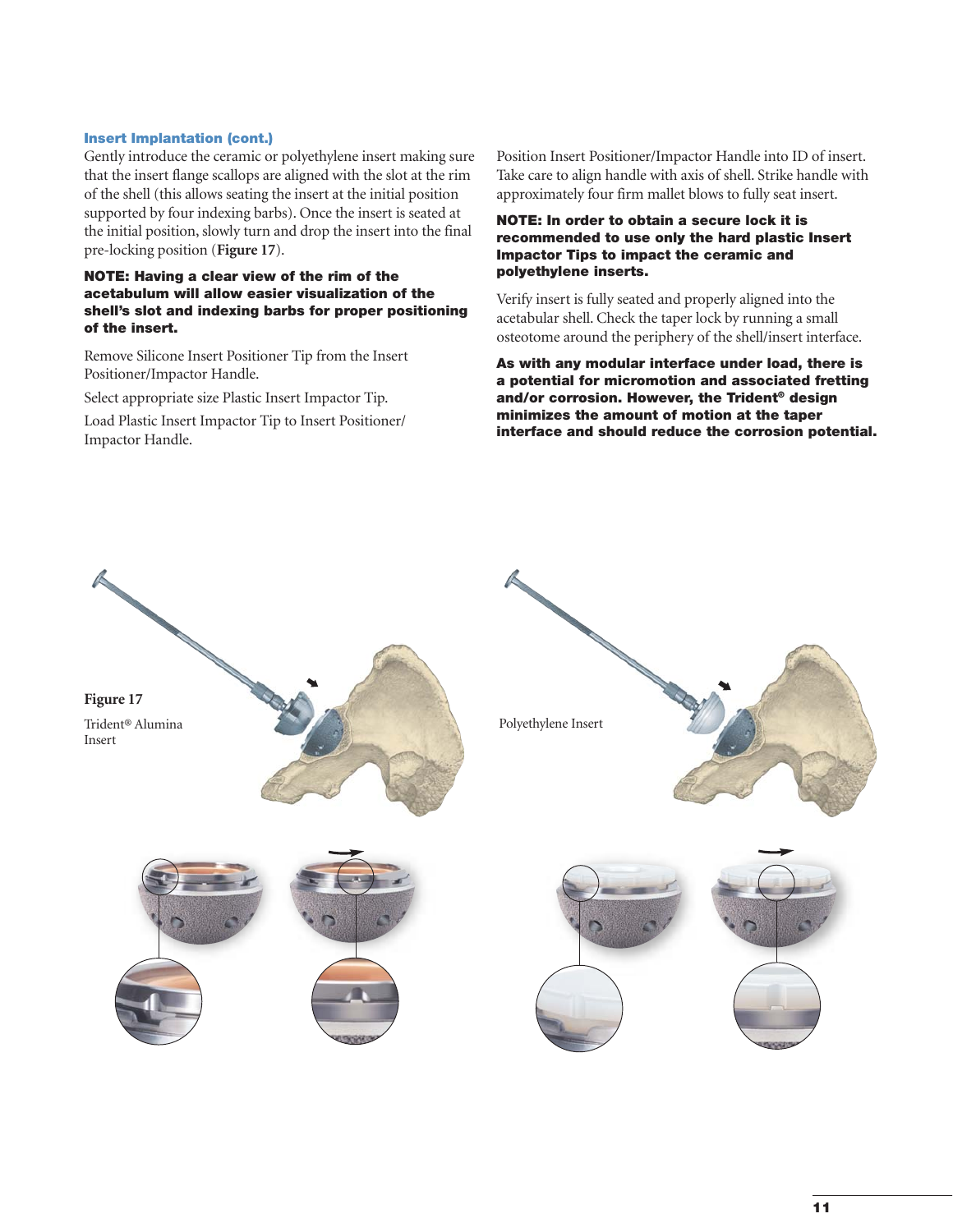### Insert Implantation (cont.)

Gently introduce the ceramic or polyethylene insert making sure that the insert flange scallops are aligned with the slot at the rim of the shell (this allows seating the insert at the initial position supported by four indexing barbs). Once the insert is seated at the initial position, slowly turn and drop the insert into the final pre-locking position (**Figure 17**).

**NOTE: Having a clear view of the rim of the acetabulum will allow easier visualization of the shell's slot and indexing barbs for proper positioning of the insert.**

Remove Silicone Insert Positioner Tip from the Insert Positioner/Impactor Handle.

Select appropriate size Plastic Insert Impactor Tip.

Load Plastic Insert Impactor Tip to Insert Positioner/Impactor Handle.

Position Insert Positioner/Impactor Handle into ID of insert. Take care to align handle with axis of shell. Strike handle with approximately four firm mallet blows to fully seat insert.

**NOTE: In order to obtain a secure lock it is recommended to use only the hard plastic Insert Impactor Tips to impact the ceramic and polyethylene inserts.**

Verify insert is fully seated and properly aligned into the acetabular shell. Check the taper lock by running a small osteotome around the periphery of the shell/insert interface.

**As with any modular interface under load, there is a potential for micromotion and associated fretting and/or corrosion. However, the Trident® design minimizes the amount of motion at the taper interface and should reduce the corrosion potential.**

**Figure 17**

Trident® Alumina Insert

Polyethylene Insert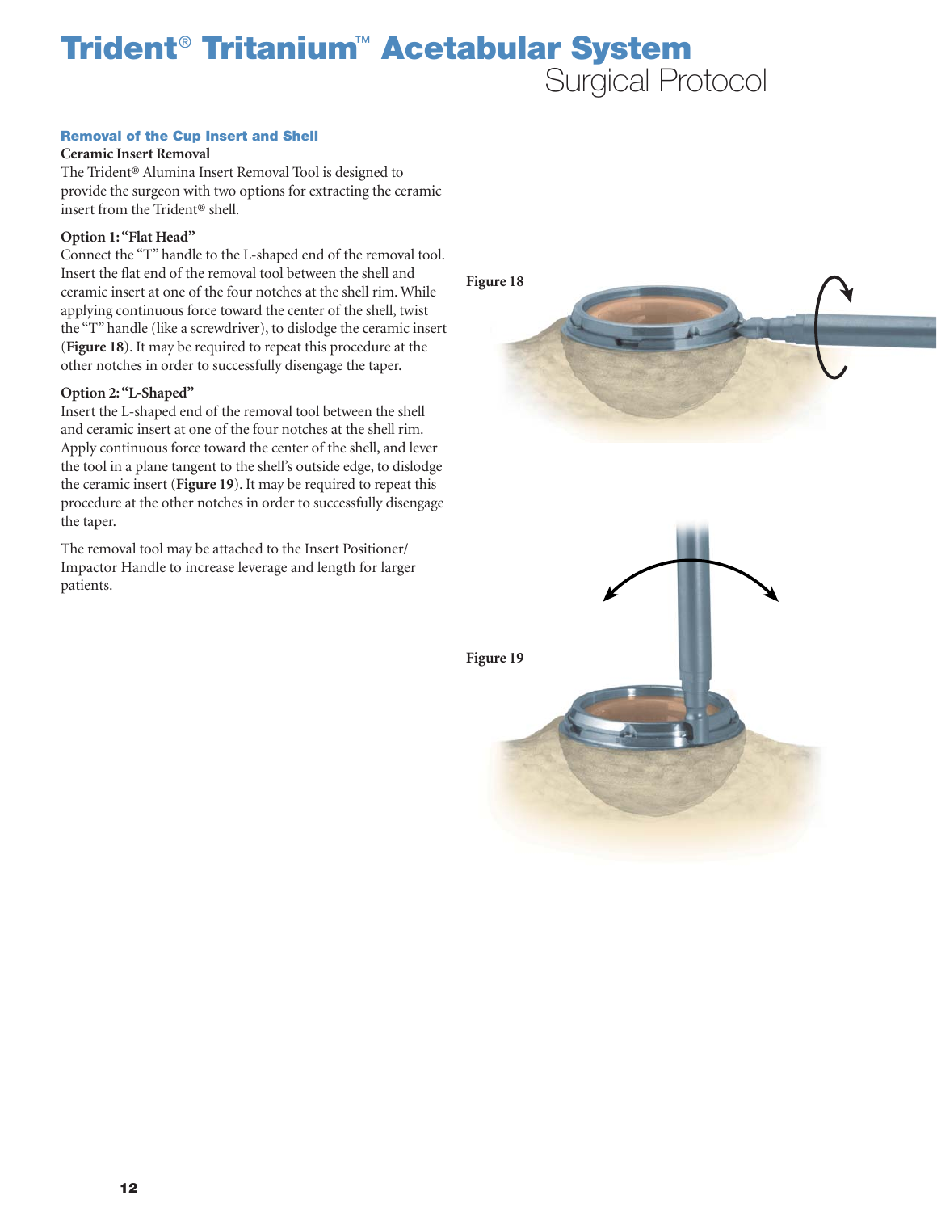# Trident® Tritanium™ Acetabular System

## Surgical Protocol

### Removal of the Cup Insert and Shell

**Ceramic Insert Removal**

The Trident® Alumina Insert Removal Tool is designed to provide the surgeon with two options for extracting the ceramic insert from the Trident® shell.

**Option 1: "Flat Head"**

Connect the "T" handle to the L-shaped end of the removal tool. Insert the flat end of the removal tool between the shell and ceramic insert at one of the four notches at the shell rim. While applying continuous force toward the center of the shell, twist the "T" handle (like a screwdriver), to dislodge the ceramic insert (**Figure 18**). It may be required to repeat this procedure at the other notches in order to successfully disengage the taper.

**Option 2: "L-Shaped"**

Insert the L-shaped end of the removal tool between the shell and ceramic insert at one of the four notches at the shell rim. Apply continuous force toward the center of the shell, and lever the tool in a plane tangent to the shell's outside edge, to dislodge the ceramic insert (**Figure 19**). It may be required to repeat this procedure at the other notches in order to successfully disengage the taper.

The removal tool may be attached to the Insert Positioner/Impactor Handle to increase leverage and length for larger patients.

**Figure 18**

**Figure 19**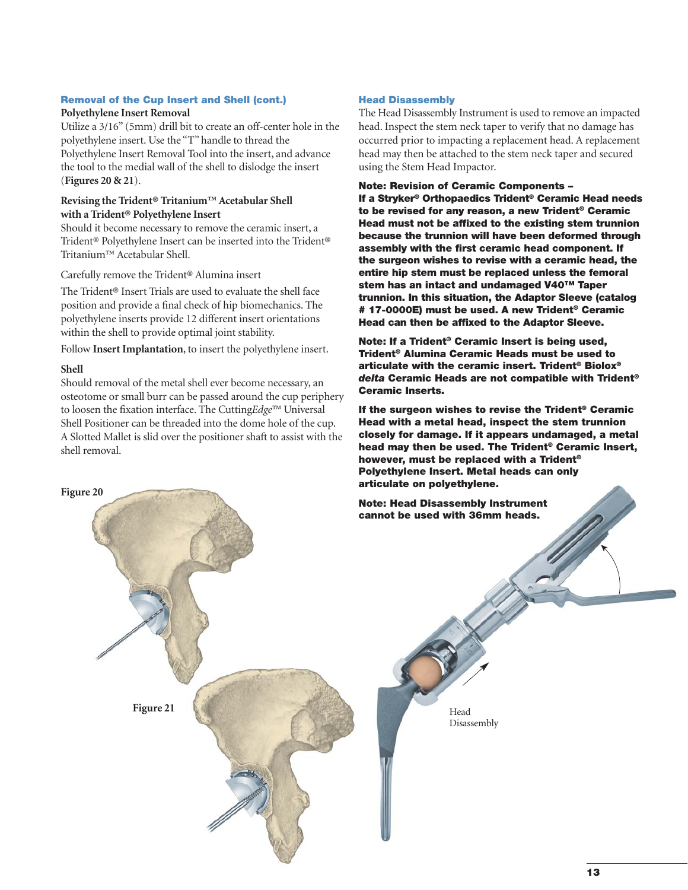### Removal of the Cup Insert and Shell (cont.)

**Polyethylene Insert Removal**

Utilize a 3/16" (5mm) drill bit to create an off-center hole in the polyethylene insert. Use the "T" handle to thread the Polyethylene Insert Removal Tool into the insert, and advance the tool to the medial wall of the shell to dislodge the insert (**Figures 20 & 21**).

**Revising the Trident® Tritanium™ Acetabular Shell with a Trident® Polyethylene Insert**

Should it become necessary to remove the ceramic insert, a Trident® Polyethylene Insert can be inserted into the Trident® Tritanium™ Acetabular Shell.

Carefully remove the Trident® Alumina insert

The Trident® Insert Trials are used to evaluate the shell face position and provide a final check of hip biomechanics. The polyethylene inserts provide 12 different insert orientations within the shell to provide optimal joint stability.

Follow **Insert Implantation**, to insert the polyethylene insert.

**Shell**

Should removal of the metal shell ever become necessary, an osteotome or small burr can be passed around the cup periphery to loosen the fixation interface. The Cutting*Edge*™ Universal Shell Positioner can be threaded into the dome hole of the cup. A Slotted Mallet is slid over the positioner shaft to assist with the shell removal.

Figure 20

Figure 21

### Head Disassembly

The Head Disassembly Instrument is used to remove an impacted head. Inspect the stem neck taper to verify that no damage has occurred prior to impacting a replacement head. A replacement head may then be attached to the stem neck taper and secured using the Stem Head Impactor.

**Note: Revision of Ceramic Components – If a Stryker® Orthopaedics Trident® Ceramic Head needs to be revised for any reason, a new Trident® Ceramic Head must not be affixed to the existing stem trunnion because the trunnion will have been deformed through assembly with the first ceramic head component. If the surgeon wishes to revise with a ceramic head, the entire hip stem must be replaced unless the femoral stem has an intact and undamaged V40™ Taper trunnion. In this situation, the Adaptor Sleeve (catalog # 17-0000E) must be used. A new Trident® Ceramic Head can then be affixed to the Adaptor Sleeve.**

**Note: If a Trident® Ceramic Insert is being used, Trident® Alumina Ceramic Heads must be used to articulate with the ceramic insert. Trident® Biolox® *delta* Ceramic Heads are not compatible with Trident® Ceramic Inserts.**

**If the surgeon wishes to revise the Trident® Ceramic Head with a metal head, inspect the stem trunnion closely for damage. If it appears undamaged, a metal head may then be used. The Trident® Ceramic Insert, however, must be replaced with a Trident® Polyethylene Insert. Metal heads can only articulate on polyethylene.**

**Note: Head Disassembly Instrument cannot be used with 36mm heads.**

Head Disassembly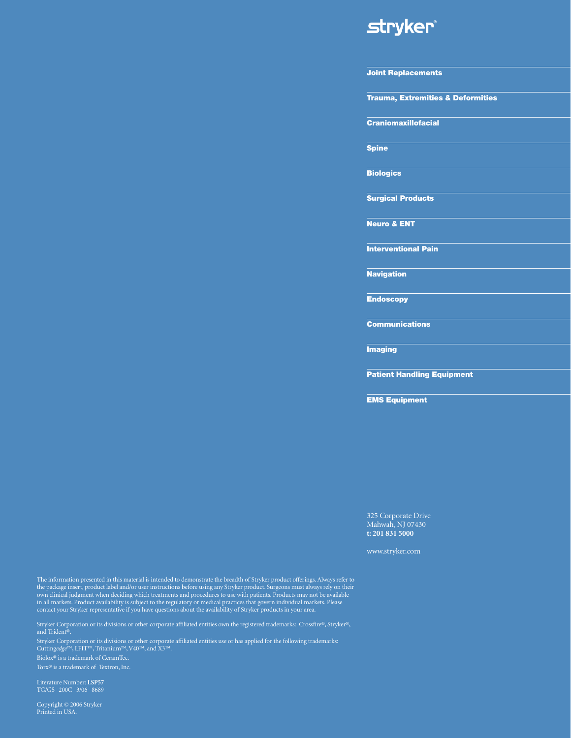stryker®

**Joint Replacements**

**Trauma, Extremities & Deformities**

**Craniomaxillofacial**

**Spine**

**Biologics**

**Surgical Products**

**Neuro & ENT**

**Interventional Pain**

**Navigation**

**Endoscopy**

**Communications**

**Imaging**

**Patient Handling Equipment**

**EMS Equipment**

325 Corporate Drive
Mahwah, NJ 07430
**t: 201 831 5000**

www.stryker.com

The information presented in this material is intended to demonstrate the breadth of Stryker product offerings. Always refer to the package insert, product label and/or user instructions before using any Stryker product. Surgeons must always rely on their own clinical judgment when deciding which treatments and procedures to use with patients. Products may not be available in all markets. Product availability is subject to the regulatory or medical practices that govern individual markets. Please contact your Stryker representative if you have questions about the availability of Stryker products in your area.

Stryker Corporation or its divisions or other corporate affiliated entities own the registered trademarks: Crossfire®, Stryker®, and Trident®.

Stryker Corporation or its divisions or other corporate affiliated entities use or has applied for the following trademarks: Cutting*edge*™, LFIT™, Tritanium™, V40™, and X3™.

Biolox® is a trademark of CeramTec.

Torx® is a trademark of Textron, Inc.

Literature Number: **LSP57**
TG/GS 200C 3/06 8689

Copyright © 2006 Stryker
Printed in USA.